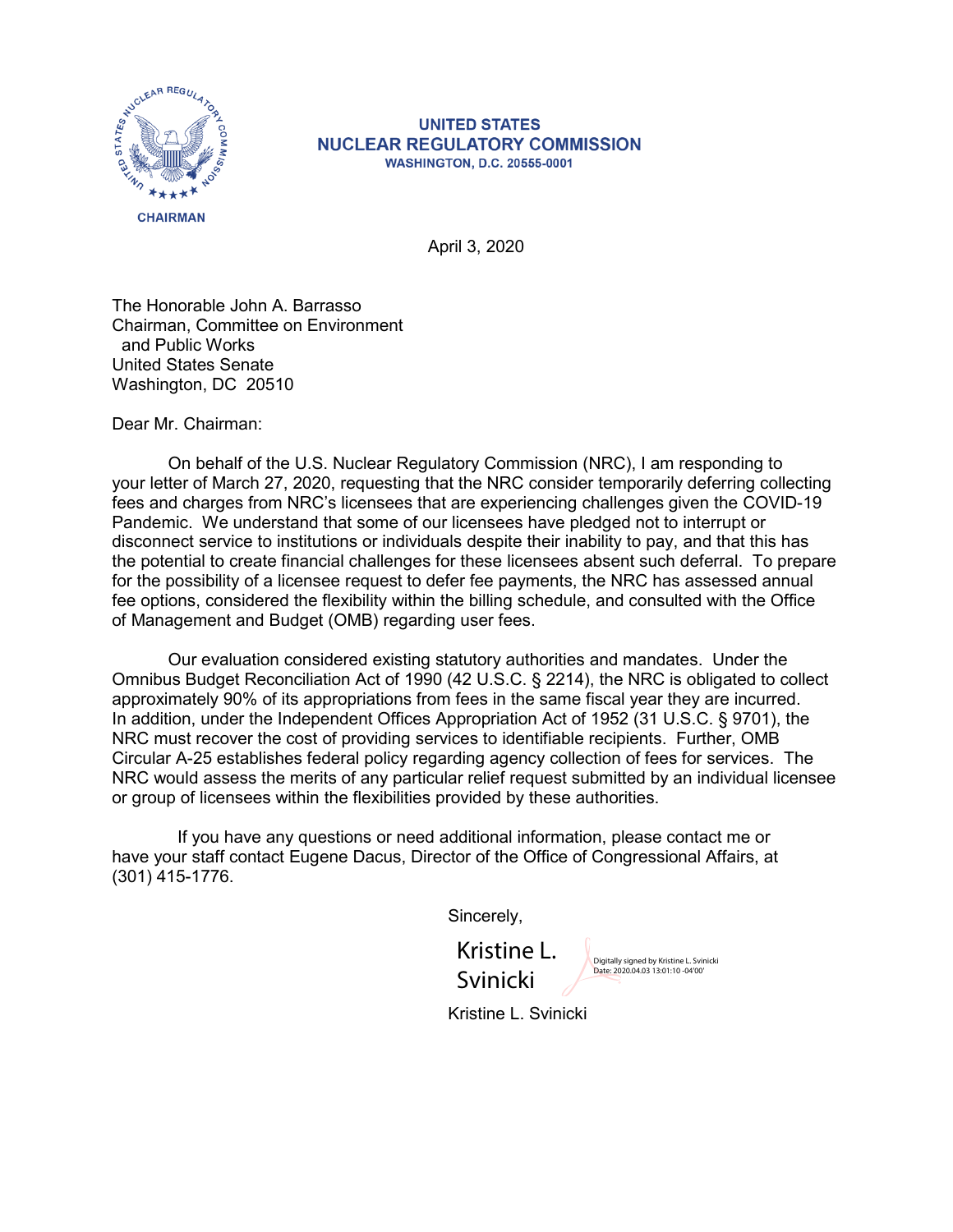**UNITED STATES**
**NUCLEAR REGULATORY COMMISSION**
**WASHINGTON, D.C. 20555-0001**

**CHAIRMAN**

April 3, 2020

The Honorable John A. Barrasso
Chairman, Committee on Environment
and Public Works
United States Senate
Washington, DC 20510

Dear Mr. Chairman:

On behalf of the U.S. Nuclear Regulatory Commission (NRC), I am responding to your letter of March 27, 2020, requesting that the NRC consider temporarily deferring collecting fees and charges from NRC's licensees that are experiencing challenges given the COVID-19 Pandemic. We understand that some of our licensees have pledged not to interrupt or disconnect service to institutions or individuals despite their inability to pay, and that this has the potential to create financial challenges for these licensees absent such deferral. To prepare for the possibility of a licensee request to defer fee payments, the NRC has assessed annual fee options, considered the flexibility within the billing schedule, and consulted with the Office of Management and Budget (OMB) regarding user fees.

Our evaluation considered existing statutory authorities and mandates. Under the Omnibus Budget Reconciliation Act of 1990 (42 U.S.C. § 2214), the NRC is obligated to collect approximately 90% of its appropriations from fees in the same fiscal year they are incurred. In addition, under the Independent Offices Appropriation Act of 1952 (31 U.S.C. § 9701), the NRC must recover the cost of providing services to identifiable recipients. Further, OMB Circular A-25 establishes federal policy regarding agency collection of fees for services. The NRC would assess the merits of any particular relief request submitted by an individual licensee or group of licensees within the flexibilities provided by these authorities.

If you have any questions or need additional information, please contact me or have your staff contact Eugene Dacus, Director of the Office of Congressional Affairs, at (301) 415-1776.

Sincerely,

Kristine L. Svinicki

Digitally signed by Kristine L. Svinicki
Date: 2020.04.03 13:01:10 -04'00'

Kristine L. Svinicki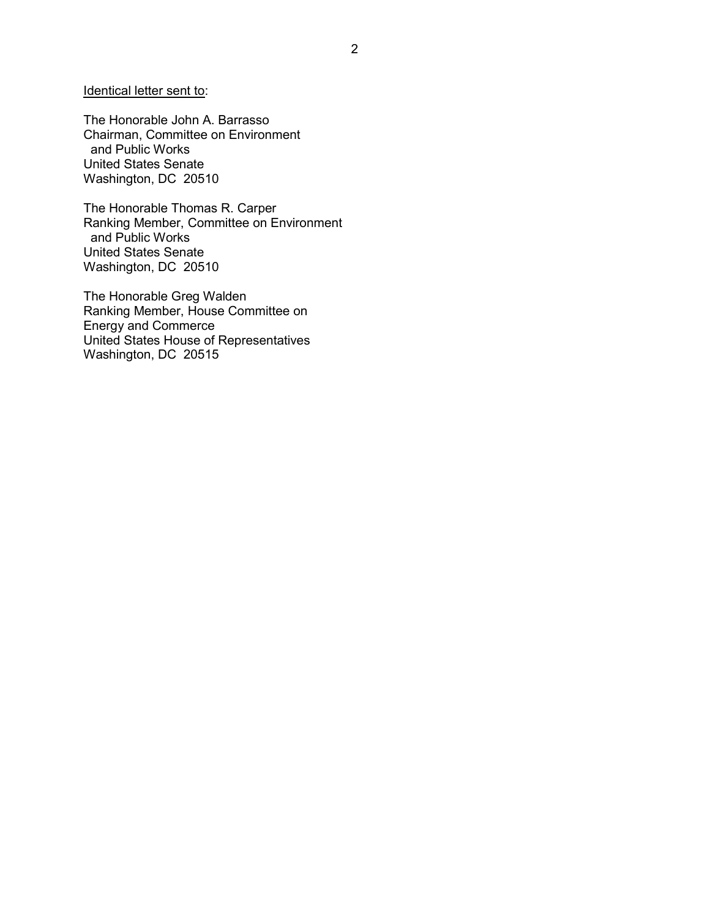<u>Identical letter sent to</u>:

The Honorable John A. Barrasso  
Chairman, Committee on Environment  
and Public Works  
United States Senate  
Washington, DC 20510

The Honorable Thomas R. Carper  
Ranking Member, Committee on Environment  
and Public Works  
United States Senate  
Washington, DC 20510

The Honorable Greg Walden  
Ranking Member, House Committee on  
Energy and Commerce  
United States House of Representatives  
Washington, DC 20515